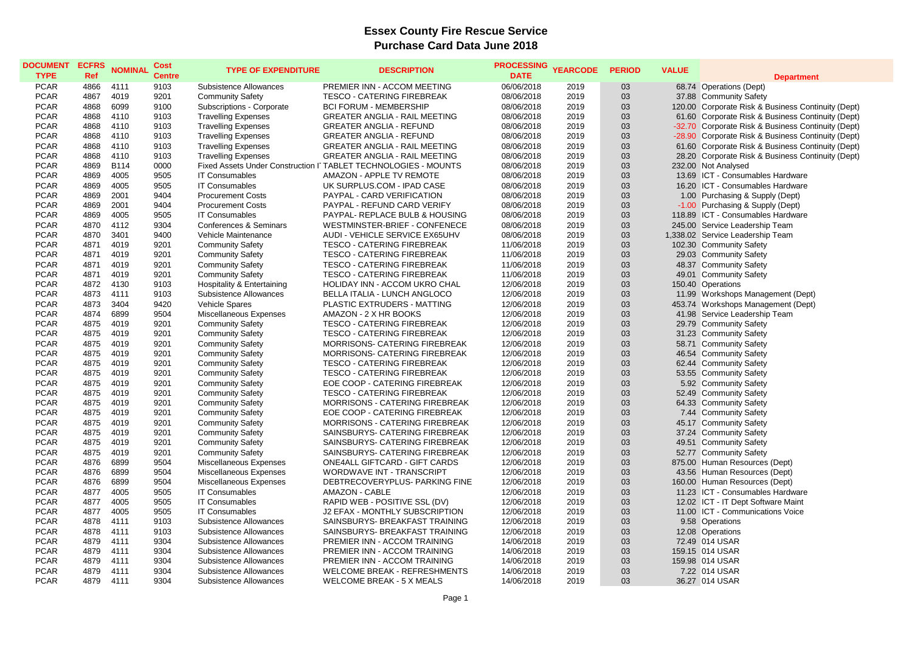# Essex County Fire Rescue Service
## Purchase Card Data June 2018

| DOCUMENT TYPE | ECFRS Ref | NOMINAL | Cost Centre | TYPE OF EXPENDITURE | DESCRIPTION | PROCESSING DATE | YEARCODE | PERIOD | VALUE | Department |
|---|---|---|---|---|---|---|---|---|---|---|
| PCAR | 4866 | 4111 | 9103 | Subsistence Allowances | PREMIER INN - ACCOM MEETING | 06/06/2018 | 2019 | 03 | 68.74 | Operations (Dept) |
| PCAR | 4867 | 4019 | 9201 | Community Safety | TESCO - CATERING FIREBREAK | 08/06/2018 | 2019 | 03 | 37.88 | Community Safety |
| PCAR | 4868 | 6099 | 9100 | Subscriptions - Corporate | BCI FORUM - MEMBERSHIP | 08/06/2018 | 2019 | 03 | 120.00 | Corporate Risk & Business Continuity (Dept) |
| PCAR | 4868 | 4110 | 9103 | Travelling Expenses | GREATER ANGLIA - RAIL MEETING | 08/06/2018 | 2019 | 03 | 61.60 | Corporate Risk & Business Continuity (Dept) |
| PCAR | 4868 | 4110 | 9103 | Travelling Expenses | GREATER ANGLIA - REFUND | 08/06/2018 | 2019 | 03 | -32.70 | Corporate Risk & Business Continuity (Dept) |
| PCAR | 4868 | 4110 | 9103 | Travelling Expenses | GREATER ANGLIA - REFUND | 08/06/2018 | 2019 | 03 | -28.90 | Corporate Risk & Business Continuity (Dept) |
| PCAR | 4868 | 4110 | 9103 | Travelling Expenses | GREATER ANGLIA - RAIL MEETING | 08/06/2018 | 2019 | 03 | 61.60 | Corporate Risk & Business Continuity (Dept) |
| PCAR | 4868 | 4110 | 9103 | Travelling Expenses | GREATER ANGLIA - RAIL MEETING | 08/06/2018 | 2019 | 03 | 28.20 | Corporate Risk & Business Continuity (Dept) |
| PCAR | 4869 | B114 | 0000 | Fixed Assets Under Construction I | TABLET TECHNOLOGIES - MOUNTS | 08/06/2018 | 2019 | 03 | 232.00 | Not Analysed |
| PCAR | 4869 | 4005 | 9505 | IT Consumables | AMAZON - APPLE TV REMOTE | 08/06/2018 | 2019 | 03 | 13.69 | ICT - Consumables Hardware |
| PCAR | 4869 | 4005 | 9505 | IT Consumables | UK SURPLUS.COM - IPAD CASE | 08/06/2018 | 2019 | 03 | 16.20 | ICT - Consumables Hardware |
| PCAR | 4869 | 2001 | 9404 | Procurement Costs | PAYPAL - CARD VERIFICATION | 08/06/2018 | 2019 | 03 | 1.00 | Purchasing & Supply (Dept) |
| PCAR | 4869 | 2001 | 9404 | Procurement Costs | PAYPAL - REFUND CARD VERIFY | 08/06/2018 | 2019 | 03 | -1.00 | Purchasing & Supply (Dept) |
| PCAR | 4869 | 4005 | 9505 | IT Consumables | PAYPAL- REPLACE BULB & HOUSING | 08/06/2018 | 2019 | 03 | 118.89 | ICT - Consumables Hardware |
| PCAR | 4870 | 4112 | 9304 | Conferences & Seminars | WESTMINSTER-BRIEF - CONFENECE | 08/06/2018 | 2019 | 03 | 245.00 | Service Leadership Team |
| PCAR | 4870 | 3401 | 9400 | Vehicle Maintenance | AUDI - VEHICLE SERVICE EX65UHV | 08/06/2018 | 2019 | 03 | 1,338.02 | Service Leadership Team |
| PCAR | 4871 | 4019 | 9201 | Community Safety | TESCO - CATERING FIREBREAK | 11/06/2018 | 2019 | 03 | 102.30 | Community Safety |
| PCAR | 4871 | 4019 | 9201 | Community Safety | TESCO - CATERING FIREBREAK | 11/06/2018 | 2019 | 03 | 29.03 | Community Safety |
| PCAR | 4871 | 4019 | 9201 | Community Safety | TESCO - CATERING FIREBREAK | 11/06/2018 | 2019 | 03 | 48.37 | Community Safety |
| PCAR | 4871 | 4019 | 9201 | Community Safety | TESCO - CATERING FIREBREAK | 11/06/2018 | 2019 | 03 | 49.01 | Community Safety |
| PCAR | 4872 | 4130 | 9103 | Hospitality & Entertaining | HOLIDAY INN - ACCOM UKRO CHAL | 12/06/2018 | 2019 | 03 | 150.40 | Operations |
| PCAR | 4873 | 4111 | 9103 | Subsistence Allowances | BELLA ITALIA - LUNCH ANGLOCO | 12/06/2018 | 2019 | 03 | 11.99 | Workshops Management (Dept) |
| PCAR | 4873 | 3404 | 9420 | Vehicle Spares | PLASTIC EXTRUDERS - MATTING | 12/06/2018 | 2019 | 03 | 453.74 | Workshops Management (Dept) |
| PCAR | 4874 | 6899 | 9504 | Miscellaneous Expenses | AMAZON - 2 X HR BOOKS | 12/06/2018 | 2019 | 03 | 41.98 | Service Leadership Team |
| PCAR | 4875 | 4019 | 9201 | Community Safety | TESCO - CATERING FIREBREAK | 12/06/2018 | 2019 | 03 | 29.79 | Community Safety |
| PCAR | 4875 | 4019 | 9201 | Community Safety | TESCO - CATERING FIREBREAK | 12/06/2018 | 2019 | 03 | 31.23 | Community Safety |
| PCAR | 4875 | 4019 | 9201 | Community Safety | MORRISONS- CATERING FIREBREAK | 12/06/2018 | 2019 | 03 | 58.71 | Community Safety |
| PCAR | 4875 | 4019 | 9201 | Community Safety | MORRISONS- CATERING FIREBREAK | 12/06/2018 | 2019 | 03 | 46.54 | Community Safety |
| PCAR | 4875 | 4019 | 9201 | Community Safety | TESCO - CATERING FIREBREAK | 12/06/2018 | 2019 | 03 | 62.44 | Community Safety |
| PCAR | 4875 | 4019 | 9201 | Community Safety | TESCO - CATERING FIREBREAK | 12/06/2018 | 2019 | 03 | 53.55 | Community Safety |
| PCAR | 4875 | 4019 | 9201 | Community Safety | EOE COOP - CATERING FIREBREAK | 12/06/2018 | 2019 | 03 | 5.92 | Community Safety |
| PCAR | 4875 | 4019 | 9201 | Community Safety | TESCO - CATERING FIREBREAK | 12/06/2018 | 2019 | 03 | 52.49 | Community Safety |
| PCAR | 4875 | 4019 | 9201 | Community Safety | MORRISONS - CATERING FIREBREAK | 12/06/2018 | 2019 | 03 | 64.33 | Community Safety |
| PCAR | 4875 | 4019 | 9201 | Community Safety | EOE COOP - CATERING FIREBREAK | 12/06/2018 | 2019 | 03 | 7.44 | Community Safety |
| PCAR | 4875 | 4019 | 9201 | Community Safety | MORRISONS - CATERING FIREBREAK | 12/06/2018 | 2019 | 03 | 45.17 | Community Safety |
| PCAR | 4875 | 4019 | 9201 | Community Safety | SAINSBURYS- CATERING FIREBREAK | 12/06/2018 | 2019 | 03 | 37.24 | Community Safety |
| PCAR | 4875 | 4019 | 9201 | Community Safety | SAINSBURYS- CATERING FIREBREAK | 12/06/2018 | 2019 | 03 | 49.51 | Community Safety |
| PCAR | 4875 | 4019 | 9201 | Community Safety | SAINSBURYS- CATERING FIREBREAK | 12/06/2018 | 2019 | 03 | 52.77 | Community Safety |
| PCAR | 4876 | 6899 | 9504 | Miscellaneous Expenses | ONE4ALL GIFTCARD - GIFT CARDS | 12/06/2018 | 2019 | 03 | 875.00 | Human Resources (Dept) |
| PCAR | 4876 | 6899 | 9504 | Miscellaneous Expenses | WORDWAVE INT - TRANSCRIPT | 12/06/2018 | 2019 | 03 | 43.56 | Human Resources (Dept) |
| PCAR | 4876 | 6899 | 9504 | Miscellaneous Expenses | DEBTRECOVERYPLUS- PARKING FINE | 12/06/2018 | 2019 | 03 | 160.00 | Human Resources (Dept) |
| PCAR | 4877 | 4005 | 9505 | IT Consumables | AMAZON - CABLE | 12/06/2018 | 2019 | 03 | 11.23 | ICT - Consumables Hardware |
| PCAR | 4877 | 4005 | 9505 | IT Consumables | RAPID WEB - POSITIVE SSL (DV) | 12/06/2018 | 2019 | 03 | 12.02 | ICT - IT Dept Software Maint |
| PCAR | 4877 | 4005 | 9505 | IT Consumables | J2 EFAX - MONTHLY SUBSCRIPTION | 12/06/2018 | 2019 | 03 | 11.00 | ICT - Communications Voice |
| PCAR | 4878 | 4111 | 9103 | Subsistence Allowances | SAINSBURYS- BREAKFAST TRAINING | 12/06/2018 | 2019 | 03 | 9.58 | Operations |
| PCAR | 4878 | 4111 | 9103 | Subsistence Allowances | SAINSBURYS- BREAKFAST TRAINING | 12/06/2018 | 2019 | 03 | 12.08 | Operations |
| PCAR | 4879 | 4111 | 9304 | Subsistence Allowances | PREMIER INN - ACCOM TRAINING | 14/06/2018 | 2019 | 03 | 72.49 | 014 USAR |
| PCAR | 4879 | 4111 | 9304 | Subsistence Allowances | PREMIER INN - ACCOM TRAINING | 14/06/2018 | 2019 | 03 | 159.15 | 014 USAR |
| PCAR | 4879 | 4111 | 9304 | Subsistence Allowances | PREMIER INN - ACCOM TRAINING | 14/06/2018 | 2019 | 03 | 159.98 | 014 USAR |
| PCAR | 4879 | 4111 | 9304 | Subsistence Allowances | WELCOME BREAK - REFRESHMENTS | 14/06/2018 | 2019 | 03 | 7.22 | 014 USAR |
| PCAR | 4879 | 4111 | 9304 | Subsistence Allowances | WELCOME BREAK - 5 X MEALS | 14/06/2018 | 2019 | 03 | 36.27 | 014 USAR |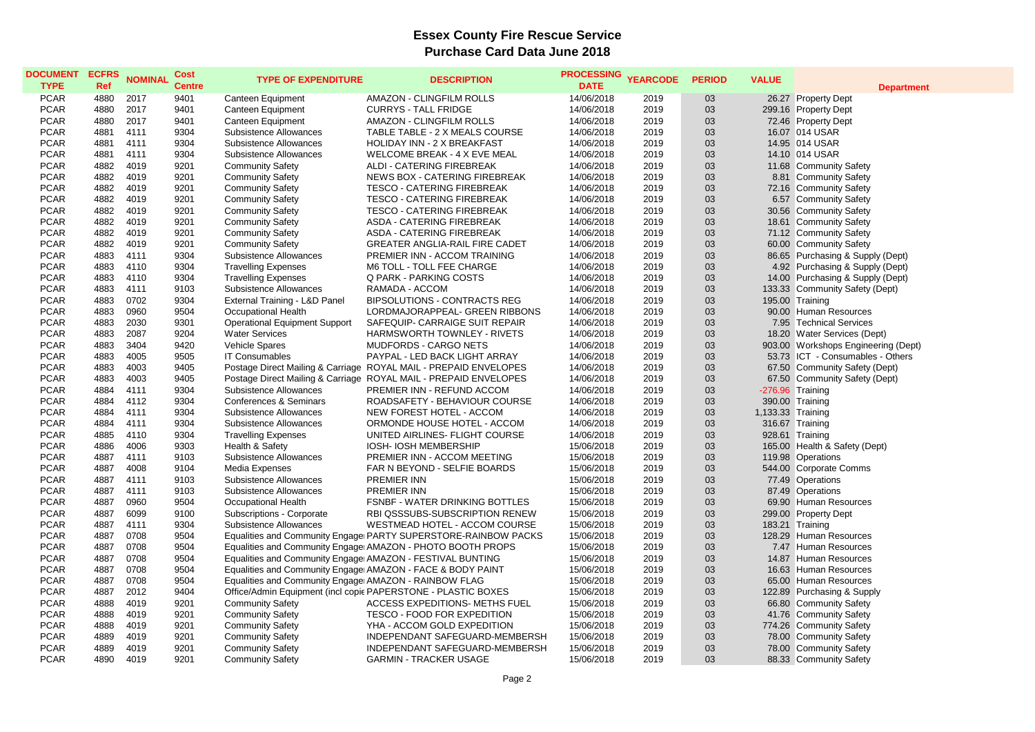# Essex County Fire Rescue Service
## Purchase Card Data June 2018

| DOCUMENT TYPE | ECFRS Ref | NOMINAL | Cost Centre | TYPE OF EXPENDITURE | DESCRIPTION | PROCESSING DATE | YEARCODE | PERIOD | VALUE | Department |
|---|---|---|---|---|---|---|---|---|---|---|
| PCAR | 4880 | 2017 | 9401 | Canteen Equipment | AMAZON - CLINGFILM ROLLS | 14/06/2018 | 2019 | 03 | 26.27 | Property Dept |
| PCAR | 4880 | 2017 | 9401 | Canteen Equipment | CURRYS - TALL FRIDGE | 14/06/2018 | 2019 | 03 | 299.16 | Property Dept |
| PCAR | 4880 | 2017 | 9401 | Canteen Equipment | AMAZON - CLINGFILM ROLLS | 14/06/2018 | 2019 | 03 | 72.46 | Property Dept |
| PCAR | 4881 | 4111 | 9304 | Subsistence Allowances | TABLE TABLE - 2 X MEALS COURSE | 14/06/2018 | 2019 | 03 | 16.07 | 014 USAR |
| PCAR | 4881 | 4111 | 9304 | Subsistence Allowances | HOLIDAY INN - 2 X BREAKFAST | 14/06/2018 | 2019 | 03 | 14.95 | 014 USAR |
| PCAR | 4881 | 4111 | 9304 | Subsistence Allowances | WELCOME BREAK - 4 X EVE MEAL | 14/06/2018 | 2019 | 03 | 14.10 | 014 USAR |
| PCAR | 4882 | 4019 | 9201 | Community Safety | ALDI - CATERING FIREBREAK | 14/06/2018 | 2019 | 03 | 11.68 | Community Safety |
| PCAR | 4882 | 4019 | 9201 | Community Safety | NEWS BOX - CATERING FIREBREAK | 14/06/2018 | 2019 | 03 | 8.81 | Community Safety |
| PCAR | 4882 | 4019 | 9201 | Community Safety | TESCO - CATERING FIREBREAK | 14/06/2018 | 2019 | 03 | 72.16 | Community Safety |
| PCAR | 4882 | 4019 | 9201 | Community Safety | TESCO - CATERING FIREBREAK | 14/06/2018 | 2019 | 03 | 6.57 | Community Safety |
| PCAR | 4882 | 4019 | 9201 | Community Safety | TESCO - CATERING FIREBREAK | 14/06/2018 | 2019 | 03 | 30.56 | Community Safety |
| PCAR | 4882 | 4019 | 9201 | Community Safety | ASDA - CATERING FIREBREAK | 14/06/2018 | 2019 | 03 | 18.61 | Community Safety |
| PCAR | 4882 | 4019 | 9201 | Community Safety | ASDA - CATERING FIREBREAK | 14/06/2018 | 2019 | 03 | 71.12 | Community Safety |
| PCAR | 4882 | 4019 | 9201 | Community Safety | GREATER ANGLIA-RAIL FIRE CADET | 14/06/2018 | 2019 | 03 | 60.00 | Community Safety |
| PCAR | 4883 | 4111 | 9304 | Subsistence Allowances | PREMIER INN - ACCOM TRAINING | 14/06/2018 | 2019 | 03 | 86.65 | Purchasing & Supply (Dept) |
| PCAR | 4883 | 4110 | 9304 | Travelling Expenses | M6 TOLL - TOLL FEE CHARGE | 14/06/2018 | 2019 | 03 | 4.92 | Purchasing & Supply (Dept) |
| PCAR | 4883 | 4110 | 9304 | Travelling Expenses | Q PARK - PARKING COSTS | 14/06/2018 | 2019 | 03 | 14.00 | Purchasing & Supply (Dept) |
| PCAR | 4883 | 4111 | 9103 | Subsistence Allowances | RAMADA - ACCOM | 14/06/2018 | 2019 | 03 | 133.33 | Community Safety (Dept) |
| PCAR | 4883 | 0702 | 9304 | External Training - L&D Panel | BIPSOLUTIONS - CONTRACTS REG | 14/06/2018 | 2019 | 03 | 195.00 | Training |
| PCAR | 4883 | 0960 | 9504 | Occupational Health | LORDMAJORAPPEAL- GREEN RIBBONS | 14/06/2018 | 2019 | 03 | 90.00 | Human Resources |
| PCAR | 4883 | 2030 | 9301 | Operational Equipment Support | SAFEQUIP- CARRAIGE SUIT REPAIR | 14/06/2018 | 2019 | 03 | 7.95 | Technical Services |
| PCAR | 4883 | 2087 | 9204 | Water Services | HARMSWORTH TOWNLEY - RIVETS | 14/06/2018 | 2019 | 03 | 18.20 | Water Services (Dept) |
| PCAR | 4883 | 3404 | 9420 | Vehicle Spares | MUDFORDS - CARGO NETS | 14/06/2018 | 2019 | 03 | 903.00 | Workshops Engineering (Dept) |
| PCAR | 4883 | 4005 | 9505 | IT Consumables | PAYPAL - LED BACK LIGHT ARRAY | 14/06/2018 | 2019 | 03 | 53.73 | ICT - Consumables - Others |
| PCAR | 4883 | 4003 | 9405 | Postage Direct Mailing & Carriage | ROYAL MAIL - PREPAID ENVELOPES | 14/06/2018 | 2019 | 03 | 67.50 | Community Safety (Dept) |
| PCAR | 4883 | 4003 | 9405 | Postage Direct Mailing & Carriage | ROYAL MAIL - PREPAID ENVELOPES | 14/06/2018 | 2019 | 03 | 67.50 | Community Safety (Dept) |
| PCAR | 4884 | 4111 | 9304 | Subsistence Allowances | PREMIER INN - REFUND ACCOM | 14/06/2018 | 2019 | 03 | -276.96 | Training |
| PCAR | 4884 | 4112 | 9304 | Conferences & Seminars | ROADSAFETY - BEHAVIOUR COURSE | 14/06/2018 | 2019 | 03 | 390.00 | Training |
| PCAR | 4884 | 4111 | 9304 | Subsistence Allowances | NEW FOREST HOTEL - ACCOM | 14/06/2018 | 2019 | 03 | 1,133.33 | Training |
| PCAR | 4884 | 4111 | 9304 | Subsistence Allowances | ORMONDE HOUSE HOTEL - ACCOM | 14/06/2018 | 2019 | 03 | 316.67 | Training |
| PCAR | 4885 | 4110 | 9304 | Travelling Expenses | UNITED AIRLINES- FLIGHT COURSE | 14/06/2018 | 2019 | 03 | 928.61 | Training |
| PCAR | 4886 | 4006 | 9303 | Health & Safety | IOSH- IOSH MEMBERSHIP | 15/06/2018 | 2019 | 03 | 165.00 | Health & Safety (Dept) |
| PCAR | 4887 | 4111 | 9103 | Subsistence Allowances | PREMIER INN - ACCOM MEETING | 15/06/2018 | 2019 | 03 | 119.98 | Operations |
| PCAR | 4887 | 4008 | 9104 | Media Expenses | FAR N BEYOND - SELFIE BOARDS | 15/06/2018 | 2019 | 03 | 544.00 | Corporate Comms |
| PCAR | 4887 | 4111 | 9103 | Subsistence Allowances | PREMIER INN | 15/06/2018 | 2019 | 03 | 77.49 | Operations |
| PCAR | 4887 | 4111 | 9103 | Subsistence Allowances | PREMIER INN | 15/06/2018 | 2019 | 03 | 87.49 | Operations |
| PCAR | 4887 | 0960 | 9504 | Occupational Health | FSNBF - WATER DRINKING BOTTLES | 15/06/2018 | 2019 | 03 | 69.90 | Human Resources |
| PCAR | 4887 | 6099 | 9100 | Subscriptions - Corporate | RBI QSSSUBS-SUBSCRIPTION RENEW | 15/06/2018 | 2019 | 03 | 299.00 | Property Dept |
| PCAR | 4887 | 4111 | 9304 | Subsistence Allowances | WESTMEAD HOTEL - ACCOM COURSE | 15/06/2018 | 2019 | 03 | 183.21 | Training |
| PCAR | 4887 | 0708 | 9504 | Equalities and Community Engage | PARTY SUPERSTORE-RAINBOW PACKS | 15/06/2018 | 2019 | 03 | 128.29 | Human Resources |
| PCAR | 4887 | 0708 | 9504 | Equalities and Community Engage | AMAZON - PHOTO BOOTH PROPS | 15/06/2018 | 2019 | 03 | 7.47 | Human Resources |
| PCAR | 4887 | 0708 | 9504 | Equalities and Community Engage | AMAZON - FESTIVAL BUNTING | 15/06/2018 | 2019 | 03 | 14.87 | Human Resources |
| PCAR | 4887 | 0708 | 9504 | Equalities and Community Engage | AMAZON - FACE & BODY PAINT | 15/06/2018 | 2019 | 03 | 16.63 | Human Resources |
| PCAR | 4887 | 0708 | 9504 | Equalities and Community Engage | AMAZON - RAINBOW FLAG | 15/06/2018 | 2019 | 03 | 65.00 | Human Resources |
| PCAR | 4887 | 2012 | 9404 | Office/Admin Equipment (incl copie | PAPERSTONE - PLASTIC BOXES | 15/06/2018 | 2019 | 03 | 122.89 | Purchasing & Supply |
| PCAR | 4888 | 4019 | 9201 | Community Safety | ACCESS EXPEDITIONS- METHS FUEL | 15/06/2018 | 2019 | 03 | 66.80 | Community Safety |
| PCAR | 4888 | 4019 | 9201 | Community Safety | TESCO - FOOD FOR EXPEDITION | 15/06/2018 | 2019 | 03 | 41.76 | Community Safety |
| PCAR | 4888 | 4019 | 9201 | Community Safety | YHA - ACCOM GOLD EXPEDITION | 15/06/2018 | 2019 | 03 | 774.26 | Community Safety |
| PCAR | 4889 | 4019 | 9201 | Community Safety | INDEPENDANT SAFEGUARD-MEMBERSH | 15/06/2018 | 2019 | 03 | 78.00 | Community Safety |
| PCAR | 4889 | 4019 | 9201 | Community Safety | INDEPENDANT SAFEGUARD-MEMBERSH | 15/06/2018 | 2019 | 03 | 78.00 | Community Safety |
| PCAR | 4890 | 4019 | 9201 | Community Safety | GARMIN - TRACKER USAGE | 15/06/2018 | 2019 | 03 | 88.33 | Community Safety |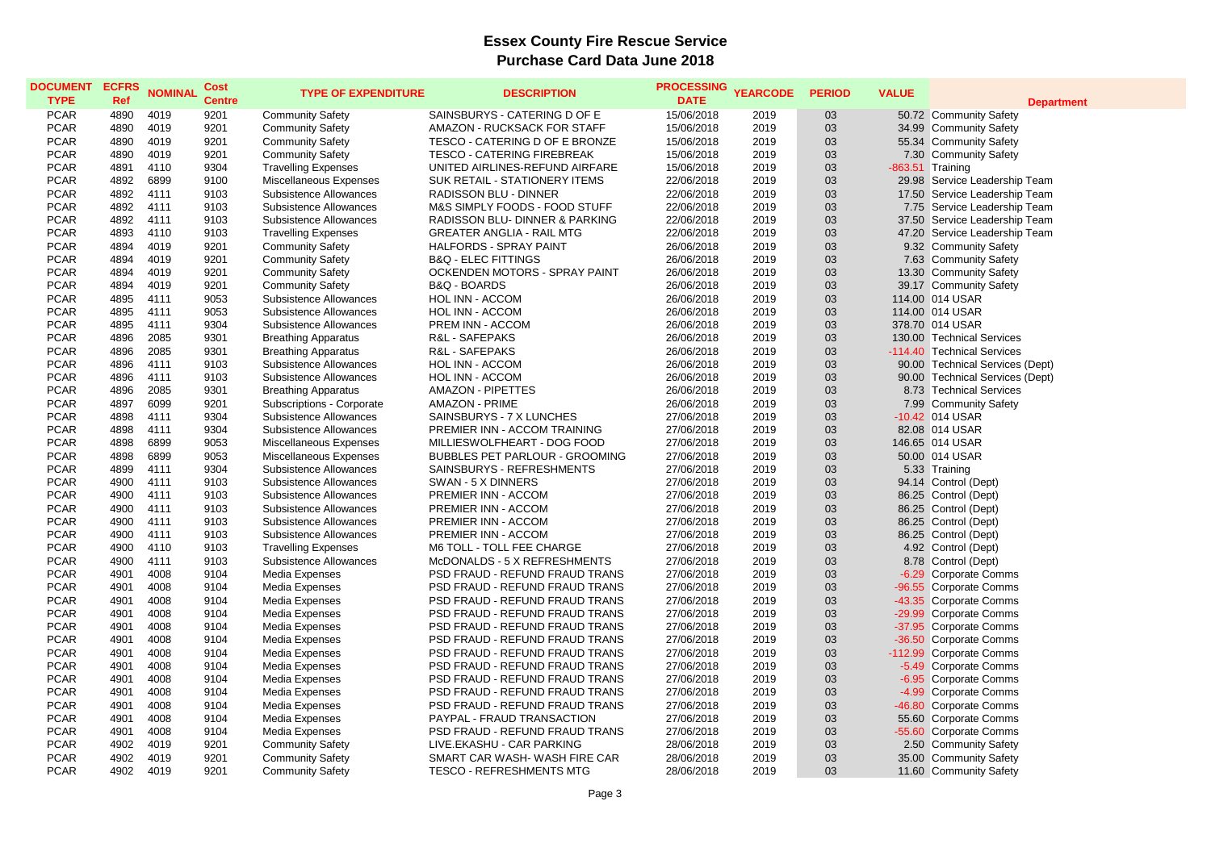# Essex County Fire Rescue Service
## Purchase Card Data June 2018

| DOCUMENT TYPE | ECFRS Ref | NOMINAL | Cost Centre | TYPE OF EXPENDITURE | DESCRIPTION | PROCESSING DATE | YEARCODE | PERIOD | VALUE | Department |
|---|---|---|---|---|---|---|---|---|---|---|
| PCAR | 4890 | 4019 | 9201 | Community Safety | SAINSBURYS - CATERING D OF E | 15/06/2018 | 2019 | 03 | 50.72 | Community Safety |
| PCAR | 4890 | 4019 | 9201 | Community Safety | AMAZON - RUCKSACK FOR STAFF | 15/06/2018 | 2019 | 03 | 34.99 | Community Safety |
| PCAR | 4890 | 4019 | 9201 | Community Safety | TESCO - CATERING D OF E BRONZE | 15/06/2018 | 2019 | 03 | 55.34 | Community Safety |
| PCAR | 4890 | 4019 | 9201 | Community Safety | TESCO - CATERING FIREBREAK | 15/06/2018 | 2019 | 03 | 7.30 | Community Safety |
| PCAR | 4891 | 4110 | 9304 | Travelling Expenses | UNITED AIRLINES-REFUND AIRFARE | 15/06/2018 | 2019 | 03 | -863.51 | Training |
| PCAR | 4892 | 6899 | 9100 | Miscellaneous Expenses | SUK RETAIL - STATIONERY ITEMS | 22/06/2018 | 2019 | 03 | 29.98 | Service Leadership Team |
| PCAR | 4892 | 4111 | 9103 | Subsistence Allowances | RADISSON BLU - DINNER | 22/06/2018 | 2019 | 03 | 17.50 | Service Leadership Team |
| PCAR | 4892 | 4111 | 9103 | Subsistence Allowances | M&S SIMPLY FOODS - FOOD STUFF | 22/06/2018 | 2019 | 03 | 7.75 | Service Leadership Team |
| PCAR | 4892 | 4111 | 9103 | Subsistence Allowances | RADISSON BLU- DINNER & PARKING | 22/06/2018 | 2019 | 03 | 37.50 | Service Leadership Team |
| PCAR | 4893 | 4110 | 9103 | Travelling Expenses | GREATER ANGLIA - RAIL MTG | 22/06/2018 | 2019 | 03 | 47.20 | Service Leadership Team |
| PCAR | 4894 | 4019 | 9201 | Community Safety | HALFORDS - SPRAY PAINT | 26/06/2018 | 2019 | 03 | 9.32 | Community Safety |
| PCAR | 4894 | 4019 | 9201 | Community Safety | B&Q - ELEC FITTINGS | 26/06/2018 | 2019 | 03 | 7.63 | Community Safety |
| PCAR | 4894 | 4019 | 9201 | Community Safety | OCKENDEN MOTORS - SPRAY PAINT | 26/06/2018 | 2019 | 03 | 13.30 | Community Safety |
| PCAR | 4894 | 4019 | 9201 | Community Safety | B&Q - BOARDS | 26/06/2018 | 2019 | 03 | 39.17 | Community Safety |
| PCAR | 4895 | 4111 | 9053 | Subsistence Allowances | HOL INN - ACCOM | 26/06/2018 | 2019 | 03 | 114.00 | 014 USAR |
| PCAR | 4895 | 4111 | 9053 | Subsistence Allowances | HOL INN - ACCOM | 26/06/2018 | 2019 | 03 | 114.00 | 014 USAR |
| PCAR | 4895 | 4111 | 9304 | Subsistence Allowances | PREM INN - ACCOM | 26/06/2018 | 2019 | 03 | 378.70 | 014 USAR |
| PCAR | 4896 | 2085 | 9301 | Breathing Apparatus | R&L - SAFEPAKS | 26/06/2018 | 2019 | 03 | 130.00 | Technical Services |
| PCAR | 4896 | 2085 | 9301 | Breathing Apparatus | R&L - SAFEPAKS | 26/06/2018 | 2019 | 03 | -114.40 | Technical Services |
| PCAR | 4896 | 4111 | 9103 | Subsistence Allowances | HOL INN - ACCOM | 26/06/2018 | 2019 | 03 | 90.00 | Technical Services (Dept) |
| PCAR | 4896 | 4111 | 9103 | Subsistence Allowances | HOL INN - ACCOM | 26/06/2018 | 2019 | 03 | 90.00 | Technical Services (Dept) |
| PCAR | 4896 | 2085 | 9301 | Breathing Apparatus | AMAZON - PIPETTES | 26/06/2018 | 2019 | 03 | 8.73 | Technical Services |
| PCAR | 4897 | 6099 | 9201 | Subscriptions - Corporate | AMAZON - PRIME | 26/06/2018 | 2019 | 03 | 7.99 | Community Safety |
| PCAR | 4898 | 4111 | 9304 | Subsistence Allowances | SAINSBURYS - 7 X LUNCHES | 27/06/2018 | 2019 | 03 | -10.42 | 014 USAR |
| PCAR | 4898 | 4111 | 9304 | Subsistence Allowances | PREMIER INN - ACCOM TRAINING | 27/06/2018 | 2019 | 03 | 82.08 | 014 USAR |
| PCAR | 4898 | 6899 | 9053 | Miscellaneous Expenses | MILLIESWOLFHEART - DOG FOOD | 27/06/2018 | 2019 | 03 | 146.65 | 014 USAR |
| PCAR | 4898 | 6899 | 9053 | Miscellaneous Expenses | BUBBLES PET PARLOUR - GROOMING | 27/06/2018 | 2019 | 03 | 50.00 | 014 USAR |
| PCAR | 4899 | 4111 | 9304 | Subsistence Allowances | SAINSBURYS - REFRESHMENTS | 27/06/2018 | 2019 | 03 | 5.33 | Training |
| PCAR | 4900 | 4111 | 9103 | Subsistence Allowances | SWAN - 5 X DINNERS | 27/06/2018 | 2019 | 03 | 94.14 | Control (Dept) |
| PCAR | 4900 | 4111 | 9103 | Subsistence Allowances | PREMIER INN - ACCOM | 27/06/2018 | 2019 | 03 | 86.25 | Control (Dept) |
| PCAR | 4900 | 4111 | 9103 | Subsistence Allowances | PREMIER INN - ACCOM | 27/06/2018 | 2019 | 03 | 86.25 | Control (Dept) |
| PCAR | 4900 | 4111 | 9103 | Subsistence Allowances | PREMIER INN - ACCOM | 27/06/2018 | 2019 | 03 | 86.25 | Control (Dept) |
| PCAR | 4900 | 4110 | 9103 | Travelling Expenses | M6 TOLL - TOLL FEE CHARGE | 27/06/2018 | 2019 | 03 | 4.92 | Control (Dept) |
| PCAR | 4900 | 4111 | 9103 | Subsistence Allowances | McDONALDS - 5 X REFRESHMENTS | 27/06/2018 | 2019 | 03 | 8.78 | Control (Dept) |
| PCAR | 4901 | 4008 | 9104 | Media Expenses | PSD FRAUD - REFUND FRAUD TRANS | 27/06/2018 | 2019 | 03 | -6.29 | Corporate Comms |
| PCAR | 4901 | 4008 | 9104 | Media Expenses | PSD FRAUD - REFUND FRAUD TRANS | 27/06/2018 | 2019 | 03 | -96.55 | Corporate Comms |
| PCAR | 4901 | 4008 | 9104 | Media Expenses | PSD FRAUD - REFUND FRAUD TRANS | 27/06/2018 | 2019 | 03 | -43.35 | Corporate Comms |
| PCAR | 4901 | 4008 | 9104 | Media Expenses | PSD FRAUD - REFUND FRAUD TRANS | 27/06/2018 | 2019 | 03 | -29.99 | Corporate Comms |
| PCAR | 4901 | 4008 | 9104 | Media Expenses | PSD FRAUD - REFUND FRAUD TRANS | 27/06/2018 | 2019 | 03 | -37.95 | Corporate Comms |
| PCAR | 4901 | 4008 | 9104 | Media Expenses | PSD FRAUD - REFUND FRAUD TRANS | 27/06/2018 | 2019 | 03 | -36.50 | Corporate Comms |
| PCAR | 4901 | 4008 | 9104 | Media Expenses | PSD FRAUD - REFUND FRAUD TRANS | 27/06/2018 | 2019 | 03 | -112.99 | Corporate Comms |
| PCAR | 4901 | 4008 | 9104 | Media Expenses | PSD FRAUD - REFUND FRAUD TRANS | 27/06/2018 | 2019 | 03 | -5.49 | Corporate Comms |
| PCAR | 4901 | 4008 | 9104 | Media Expenses | PSD FRAUD - REFUND FRAUD TRANS | 27/06/2018 | 2019 | 03 | -6.95 | Corporate Comms |
| PCAR | 4901 | 4008 | 9104 | Media Expenses | PSD FRAUD - REFUND FRAUD TRANS | 27/06/2018 | 2019 | 03 | -4.99 | Corporate Comms |
| PCAR | 4901 | 4008 | 9104 | Media Expenses | PSD FRAUD - REFUND FRAUD TRANS | 27/06/2018 | 2019 | 03 | -46.80 | Corporate Comms |
| PCAR | 4901 | 4008 | 9104 | Media Expenses | PAYPAL - FRAUD TRANSACTION | 27/06/2018 | 2019 | 03 | 55.60 | Corporate Comms |
| PCAR | 4901 | 4008 | 9104 | Media Expenses | PSD FRAUD - REFUND FRAUD TRANS | 27/06/2018 | 2019 | 03 | -55.60 | Corporate Comms |
| PCAR | 4902 | 4019 | 9201 | Community Safety | LIVE.EKASHU - CAR PARKING | 28/06/2018 | 2019 | 03 | 2.50 | Community Safety |
| PCAR | 4902 | 4019 | 9201 | Community Safety | SMART CAR WASH- WASH FIRE CAR | 28/06/2018 | 2019 | 03 | 35.00 | Community Safety |
| PCAR | 4902 | 4019 | 9201 | Community Safety | TESCO - REFRESHMENTS MTG | 28/06/2018 | 2019 | 03 | 11.60 | Community Safety |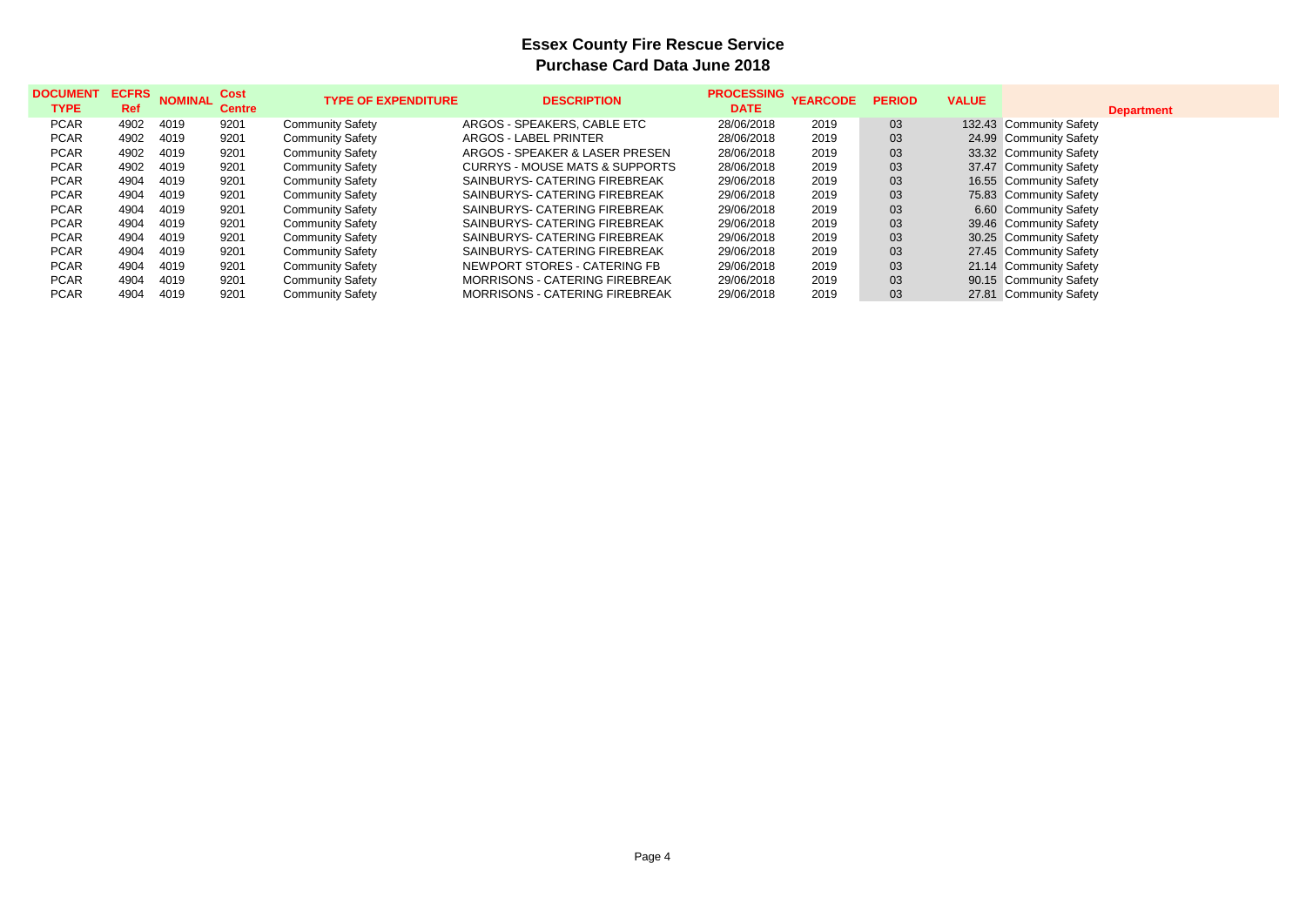# Essex County Fire Rescue Service

## Purchase Card Data June 2018

| DOCUMENT TYPE | ECFRS Ref | NOMINAL | Cost Centre | TYPE OF EXPENDITURE | DESCRIPTION | PROCESSING DATE | YEARCODE | PERIOD | VALUE | Department |
|---|---|---|---|---|---|---|---|---|---|---|
| PCAR | 4902 | 4019 | 9201 | Community Safety | ARGOS - SPEAKERS, CABLE ETC | 28/06/2018 | 2019 | 03 | 132.43 | Community Safety |
| PCAR | 4902 | 4019 | 9201 | Community Safety | ARGOS - LABEL PRINTER | 28/06/2018 | 2019 | 03 | 24.99 | Community Safety |
| PCAR | 4902 | 4019 | 9201 | Community Safety | ARGOS - SPEAKER & LASER PRESEN | 28/06/2018 | 2019 | 03 | 33.32 | Community Safety |
| PCAR | 4902 | 4019 | 9201 | Community Safety | CURRYS - MOUSE MATS & SUPPORTS | 28/06/2018 | 2019 | 03 | 37.47 | Community Safety |
| PCAR | 4904 | 4019 | 9201 | Community Safety | SAINBURYS- CATERING FIREBREAK | 29/06/2018 | 2019 | 03 | 16.55 | Community Safety |
| PCAR | 4904 | 4019 | 9201 | Community Safety | SAINBURYS- CATERING FIREBREAK | 29/06/2018 | 2019 | 03 | 75.83 | Community Safety |
| PCAR | 4904 | 4019 | 9201 | Community Safety | SAINBURYS- CATERING FIREBREAK | 29/06/2018 | 2019 | 03 | 6.60 | Community Safety |
| PCAR | 4904 | 4019 | 9201 | Community Safety | SAINBURYS- CATERING FIREBREAK | 29/06/2018 | 2019 | 03 | 39.46 | Community Safety |
| PCAR | 4904 | 4019 | 9201 | Community Safety | SAINBURYS- CATERING FIREBREAK | 29/06/2018 | 2019 | 03 | 30.25 | Community Safety |
| PCAR | 4904 | 4019 | 9201 | Community Safety | SAINBURYS- CATERING FIREBREAK | 29/06/2018 | 2019 | 03 | 27.45 | Community Safety |
| PCAR | 4904 | 4019 | 9201 | Community Safety | NEWPORT STORES - CATERING FB | 29/06/2018 | 2019 | 03 | 21.14 | Community Safety |
| PCAR | 4904 | 4019 | 9201 | Community Safety | MORRISONS - CATERING FIREBREAK | 29/06/2018 | 2019 | 03 | 90.15 | Community Safety |
| PCAR | 4904 | 4019 | 9201 | Community Safety | MORRISONS - CATERING FIREBREAK | 29/06/2018 | 2019 | 03 | 27.81 | Community Safety |